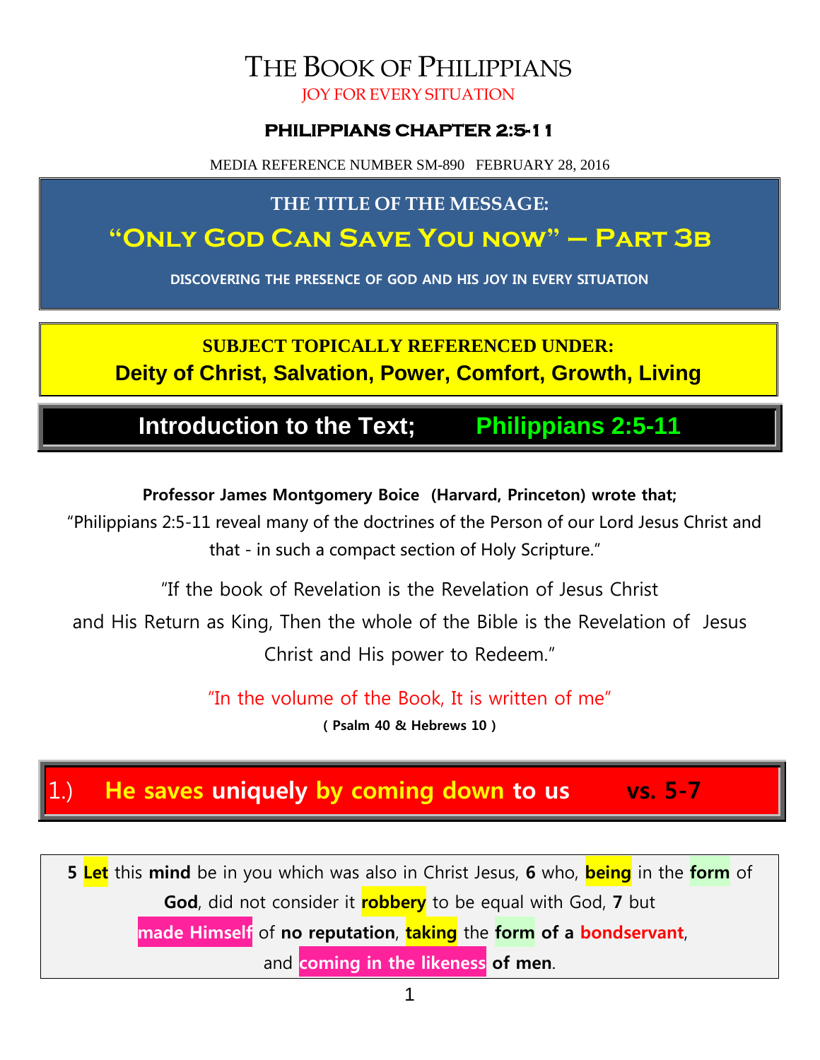# THE BOOK OF PHILIPPIANS

JOY FOR EVERY SITUATION

### PHILIPPIANS CHAPTER 2:5-11

MEDIA REFERENCE NUMBER SM-890 FEBRUARY 28, 2016

**THE TITLE OF THE MESSAGE:**

## "Only God Can Save You now" – Part 3b

**DISCOVERING THE PRESENCE OF GOD AND HIS JOY IN EVERY SITUATION**

**SUBJECT TOPICALLY REFERENCED UNDER:**

**Deity of Christ, Salvation, Power, Comfort, Growth, Living**

## Introduction to the Text; Philippians 2:5-11

**Professor James Montgomery Boice (Harvard, Princeton) wrote that;**

"Philippians 2:5-11 reveal many of the doctrines of the Person of our Lord Jesus Christ and that - in such a compact section of Holy Scripture."

"If the book of Revelation is the Revelation of Jesus Christ and His Return as King, Then the whole of the Bible is the Revelation of Jesus Christ and His power to Redeem."

"In the volume of the Book, It is written of me"

**( Psalm 40 & Hebrews 10 )**

## 1.) He saves uniquely by coming down to us vs. 5-7

**5** **Let** this **mind** be in you which was also in Christ Jesus, **6** who, **being** in the **form** of **God**, did not consider it **robbery** to be equal with God, **7** but **made Himself** of **no reputation**, **taking** the **form of a bondservant**, and **coming in the likeness of men**.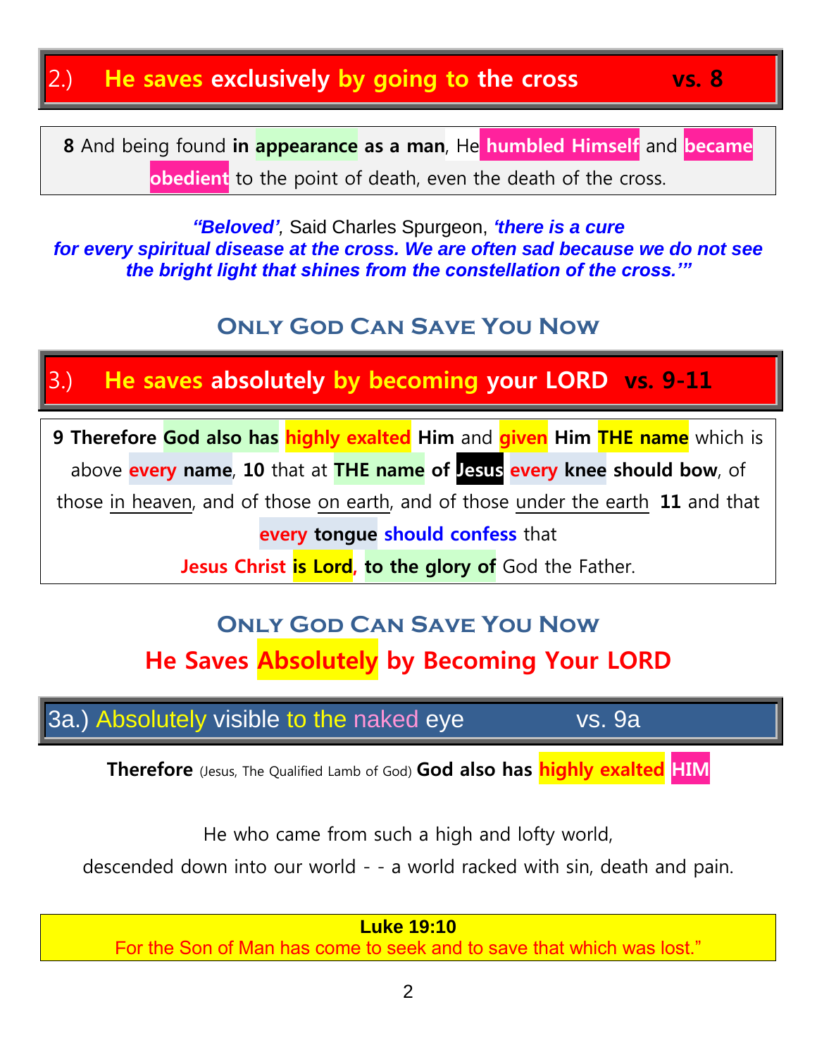## 2.) He saves exclusively by going to the cross vs. 8

**8** And being found **in appearance as a man**, He **humbled Himself** and **became obedient** to the point of death, even the death of the cross.

***"Beloved'***, Said Charles Spurgeon, ***'there is a cure for every spiritual disease at the cross. We are often sad because we do not see the bright light that shines from the constellation of the cross.'"***

### Only God Can Save You Now

## 3.) He saves absolutely by becoming your LORD vs. 9-11

**9 Therefore God also has highly exalted Him** and **given Him THE name** which is above **every name**, **10** that at **THE name of Jesus every knee should bow**, of those in heaven, and of those on earth, and of those under the earth **11** and that **every tongue should confess** that **Jesus Christ is Lord**, **to the glory of** God the Father.

### Only God Can Save You Now

### He Saves Absolutely by Becoming Your LORD

## 3a.) Absolutely visible to the naked eye vs. 9a

**Therefore** (Jesus, The Qualified Lamb of God) **God also has highly exalted HIM**

He who came from such a high and lofty world,
descended down into our world - - a world racked with sin, death and pain.

**Luke 19:10**
For the Son of Man has come to seek and to save that which was lost."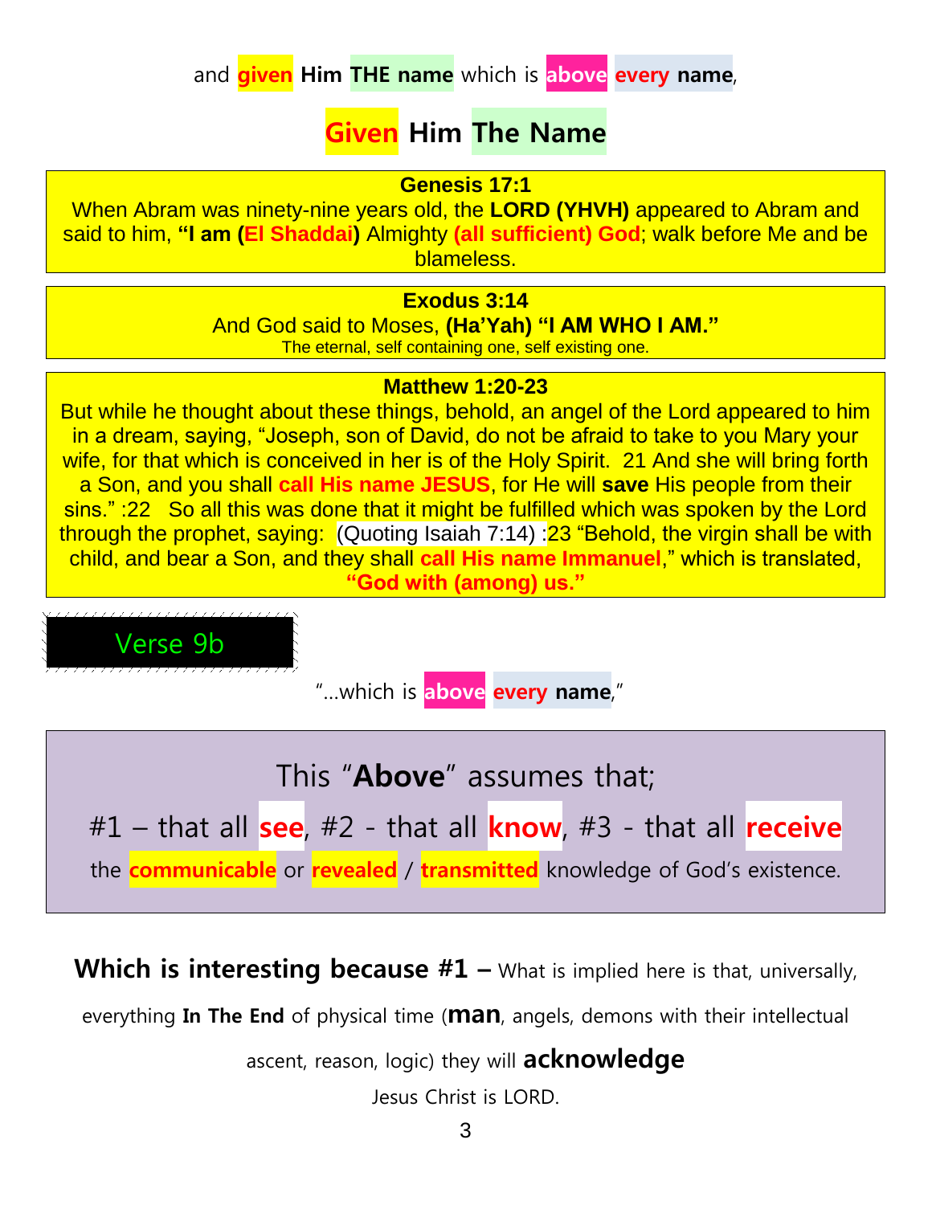and **given** **Him** **THE name** which is **above** **every** **name**,

## Given Him The Name

**Genesis 17:1**
When Abram was ninety-nine years old, the **LORD (YHVH)** appeared to Abram and said to him, **"I am (El Shaddai)** Almighty **(all sufficient) God**; walk before Me and be blameless.

**Exodus 3:14**
And God said to Moses, **(Ha'Yah) "I AM WHO I AM."**
The eternal, self containing one, self existing one.

**Matthew 1:20-23**
But while he thought about these things, behold, an angel of the Lord appeared to him in a dream, saying, "Joseph, son of David, do not be afraid to take to you Mary your wife, for that which is conceived in her is of the Holy Spirit. 21 And she will bring forth a Son, and you shall **call His name JESUS**, for He will **save** His people from their sins." :22 So all this was done that it might be fulfilled which was spoken by the Lord through the prophet, saying: (Quoting Isaiah 7:14) :23 "Behold, the virgin shall be with child, and bear a Son, and they shall **call His name Immanuel**," which is translated, **"God with (among) us."**

### Verse 9b

"…which is **above** **every** **name**,"

This "**Above**" assumes that;

#1 – that all **see**, #2 - that all **know**, #3 - that all **receive** the **communicable** or **revealed** / **transmitted** knowledge of God's existence.

**Which is interesting because #1 –** What is implied here is that, universally, everything **In The End** of physical time (**man**, angels, demons with their intellectual ascent, reason, logic) they will **acknowledge** Jesus Christ is LORD.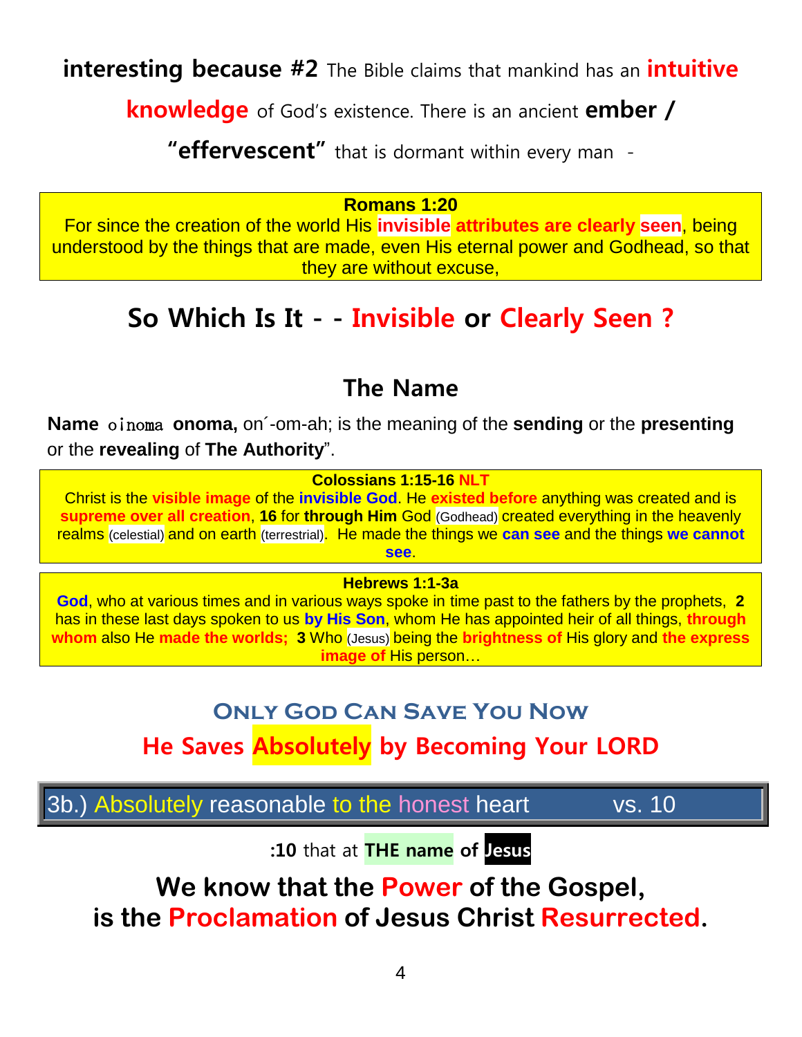**interesting because #2** The Bible claims that mankind has an **intuitive knowledge** of God's existence. There is an ancient **ember / "effervescent"** that is dormant within every man -

> **Romans 1:20**
> For since the creation of the world His **invisible attributes are clearly seen**, being understood by the things that are made, even His eternal power and Godhead, so that they are without excuse,

## So Which Is It - - Invisible or Clearly Seen ?

## The Name

**Name** οἰνομα **onoma,** on´-om-ah; is the meaning of the **sending** or the **presenting** or the **revealing** of **The Authority**".

> **Colossians 1:15-16 NLT**
> Christ is the **visible image** of the **invisible God**. He **existed before** anything was created and is **supreme over all creation**, **16** for **through Him** God (Godhead) created everything in the heavenly realms (celestial) and on earth (terrestrial). He made the things we **can see** and the things **we cannot see**.

> **Hebrews 1:1-3a**
> **God**, who at various times and in various ways spoke in time past to the fathers by the prophets, **2** has in these last days spoken to us **by His Son**, whom He has appointed heir of all things, **through whom** also He **made the worlds;** **3** Who (Jesus) being the **brightness of** His glory and **the express image of** His person…

## Only God Can Save You Now

## He Saves Absolutely by Becoming Your LORD

### 3b.) Absolutely reasonable to the honest heart vs. 10

**:10** that at **THE name of Jesus**

## We know that the Power of the Gospel, is the Proclamation of Jesus Christ Resurrected.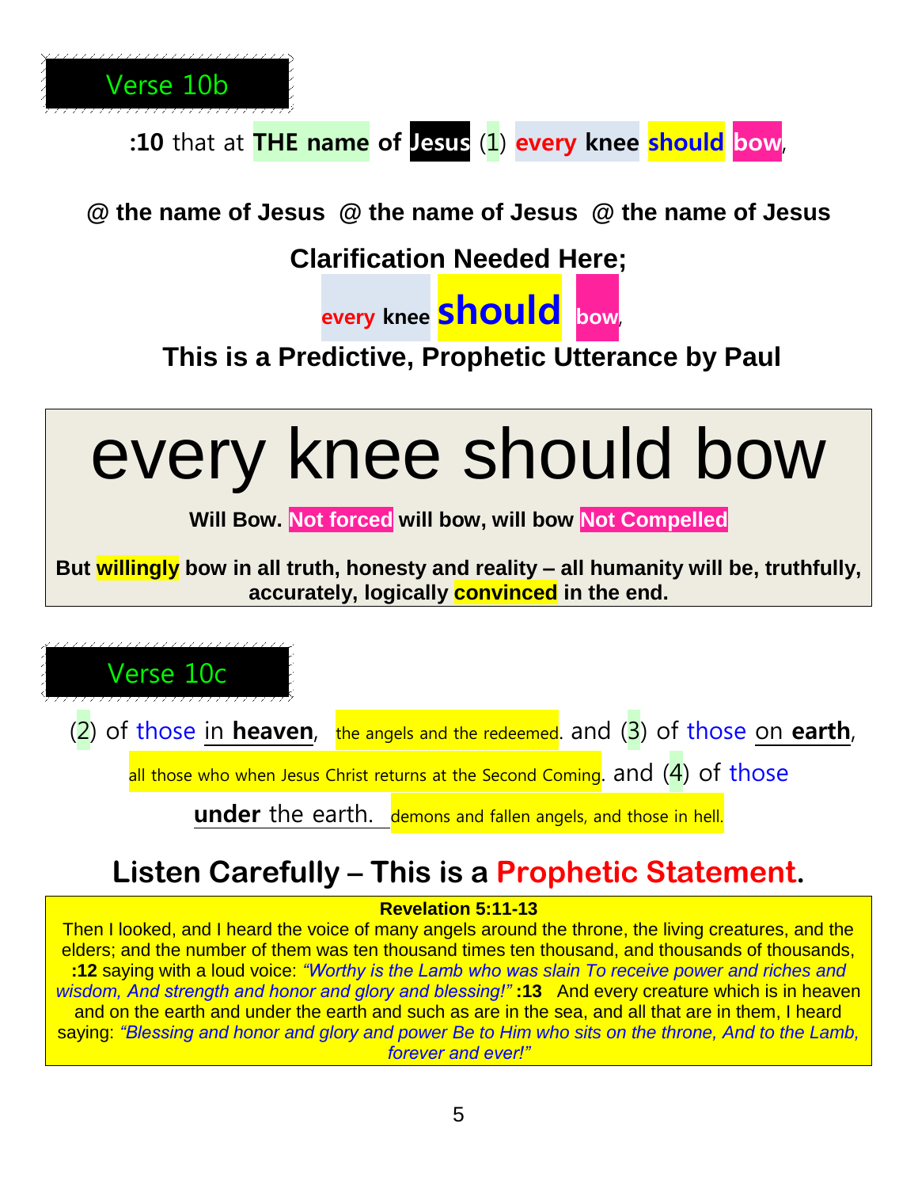## Verse 10b

**:10** that at **THE name of Jesus** (1) **every knee should bow**,

**@ the name of Jesus @ the name of Jesus @ the name of Jesus**

**Clarification Needed Here;**

**every knee should bow**,

**This is a Predictive, Prophetic Utterance by Paul**

# every knee should bow

**Will Bow. Not forced will bow, will bow Not Compelled**

**But willingly bow in all truth, honesty and reality – all humanity will be, truthfully, accurately, logically convinced in the end.**

## Verse 10c

(2) of those in **heaven**, the angels and the redeemed. and (3) of those on **earth**, all those who when Jesus Christ returns at the Second Coming. and (4) of those **under** the earth. demons and fallen angels, and those in hell.

## Listen Carefully – This is a Prophetic Statement.

**Revelation 5:11-13**

Then I looked, and I heard the voice of many angels around the throne, the living creatures, and the elders; and the number of them was ten thousand times ten thousand, and thousands of thousands, **:12** saying with a loud voice: *"Worthy is the Lamb who was slain To receive power and riches and wisdom, And strength and honor and glory and blessing!"* **:13** And every creature which is in heaven and on the earth and under the earth and such as are in the sea, and all that are in them, I heard saying: *"Blessing and honor and glory and power Be to Him who sits on the throne, And to the Lamb, forever and ever!"*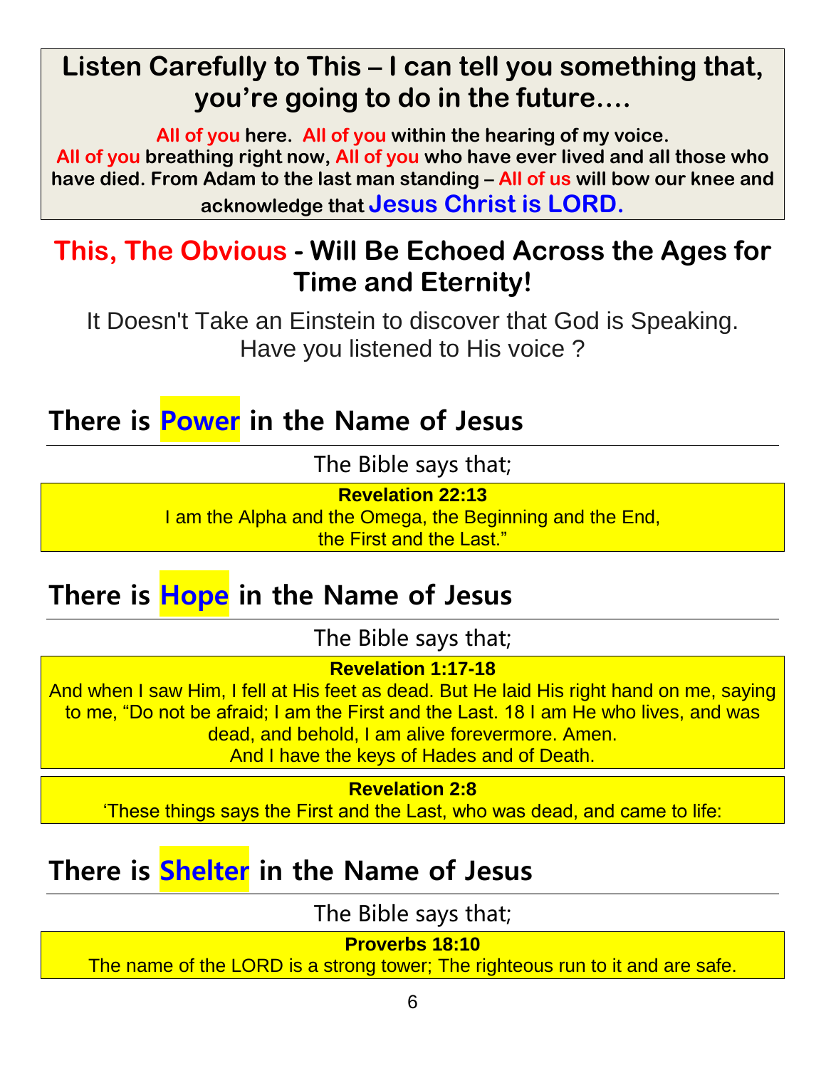**Listen Carefully to This – I can tell you something that, you're going to do in the future….**

**All of you here. All of you within the hearing of my voice. All of you breathing right now, All of you who have ever lived and all those who have died. From Adam to the last man standing – All of us will bow our knee and acknowledge that Jesus Christ is LORD.**

## This, The Obvious - Will Be Echoed Across the Ages for Time and Eternity!

It Doesn't Take an Einstein to discover that God is Speaking.
Have you listened to His voice ?

## There is Power in the Name of Jesus

The Bible says that;

**Revelation 22:13**
I am the Alpha and the Omega, the Beginning and the End, the First and the Last."

## There is Hope in the Name of Jesus

The Bible says that;

**Revelation 1:17-18**
And when I saw Him, I fell at His feet as dead. But He laid His right hand on me, saying to me, "Do not be afraid; I am the First and the Last. 18 I am He who lives, and was dead, and behold, I am alive forevermore. Amen.
And I have the keys of Hades and of Death.

**Revelation 2:8**
'These things says the First and the Last, who was dead, and came to life:

## There is Shelter in the Name of Jesus

The Bible says that;

**Proverbs 18:10**
The name of the LORD is a strong tower; The righteous run to it and are safe.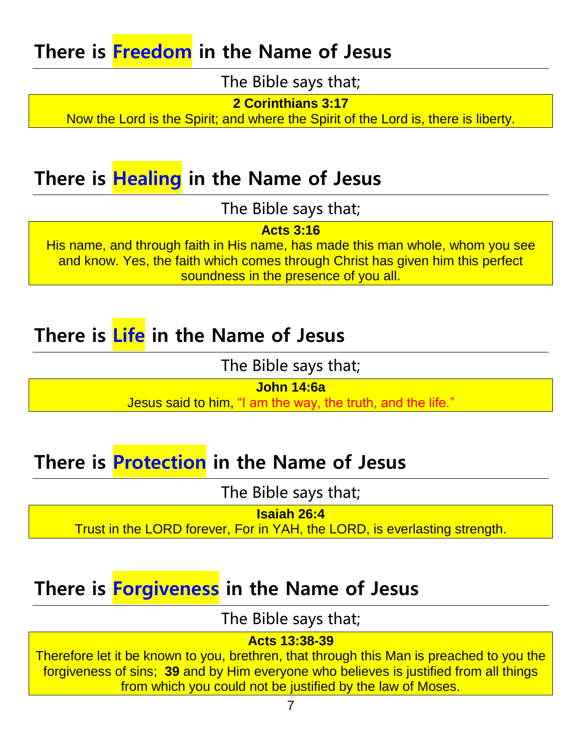## There is **Freedom** in the Name of Jesus

The Bible says that;

**2 Corinthians 3:17**
Now the Lord is the Spirit; and where the Spirit of the Lord is, there is liberty.

## There is **Healing** in the Name of Jesus

The Bible says that;

**Acts 3:16**
His name, and through faith in His name, has made this man whole, whom you see and know. Yes, the faith which comes through Christ has given him this perfect soundness in the presence of you all.

## There is **Life** in the Name of Jesus

The Bible says that;

**John 14:6a**
Jesus said to him, "I am the way, the truth, and the life."

## There is **Protection** in the Name of Jesus

The Bible says that;

**Isaiah 26:4**
Trust in the LORD forever, For in YAH, the LORD, is everlasting strength.

## There is **Forgiveness** in the Name of Jesus

The Bible says that;

**Acts 13:38-39**
Therefore let it be known to you, brethren, that through this Man is preached to you the forgiveness of sins; **39** and by Him everyone who believes is justified from all things from which you could not be justified by the law of Moses.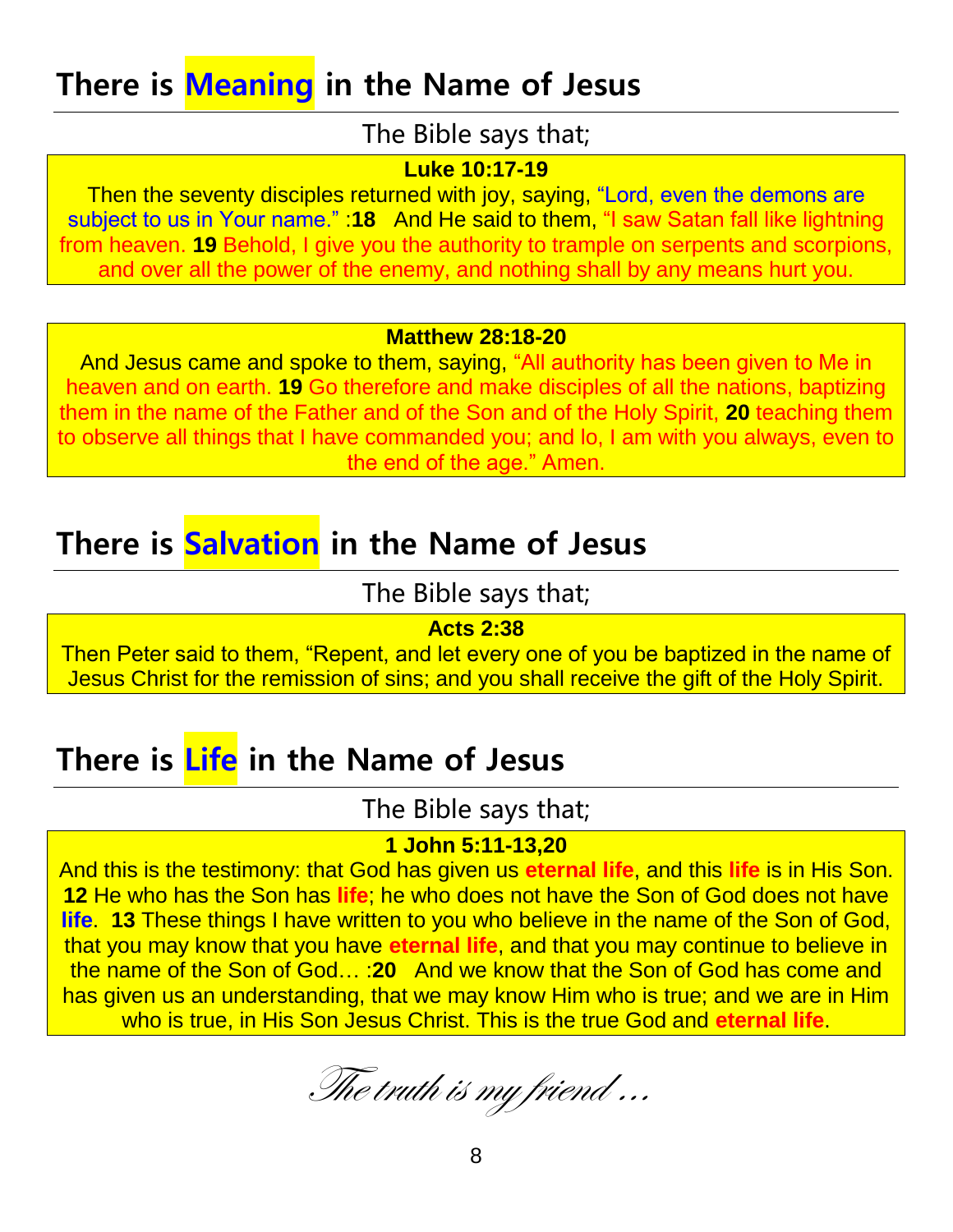## There is **Meaning** in the Name of Jesus

The Bible says that;

**Luke 10:17-19**

Then the seventy disciples returned with joy, saying, "Lord, even the demons are subject to us in Your name." :**18** And He said to them, "I saw Satan fall like lightning from heaven. **19** Behold, I give you the authority to trample on serpents and scorpions, and over all the power of the enemy, and nothing shall by any means hurt you.

**Matthew 28:18-20**

And Jesus came and spoke to them, saying, "All authority has been given to Me in heaven and on earth. **19** Go therefore and make disciples of all the nations, baptizing them in the name of the Father and of the Son and of the Holy Spirit, **20** teaching them to observe all things that I have commanded you; and lo, I am with you always, even to the end of the age." Amen.

## There is **Salvation** in the Name of Jesus

The Bible says that;

**Acts 2:38**

Then Peter said to them, "Repent, and let every one of you be baptized in the name of Jesus Christ for the remission of sins; and you shall receive the gift of the Holy Spirit.

## There is **Life** in the Name of Jesus

The Bible says that;

**1 John 5:11-13,20**

And this is the testimony: that God has given us **eternal life**, and this **life** is in His Son. **12** He who has the Son has **life**; he who does not have the Son of God does not have **life**. **13** These things I have written to you who believe in the name of the Son of God, that you may know that you have **eternal life**, and that you may continue to believe in the name of the Son of God… :**20** And we know that the Son of God has come and has given us an understanding, that we may know Him who is true; and we are in Him who is true, in His Son Jesus Christ. This is the true God and **eternal life**.

*The truth is my friend …*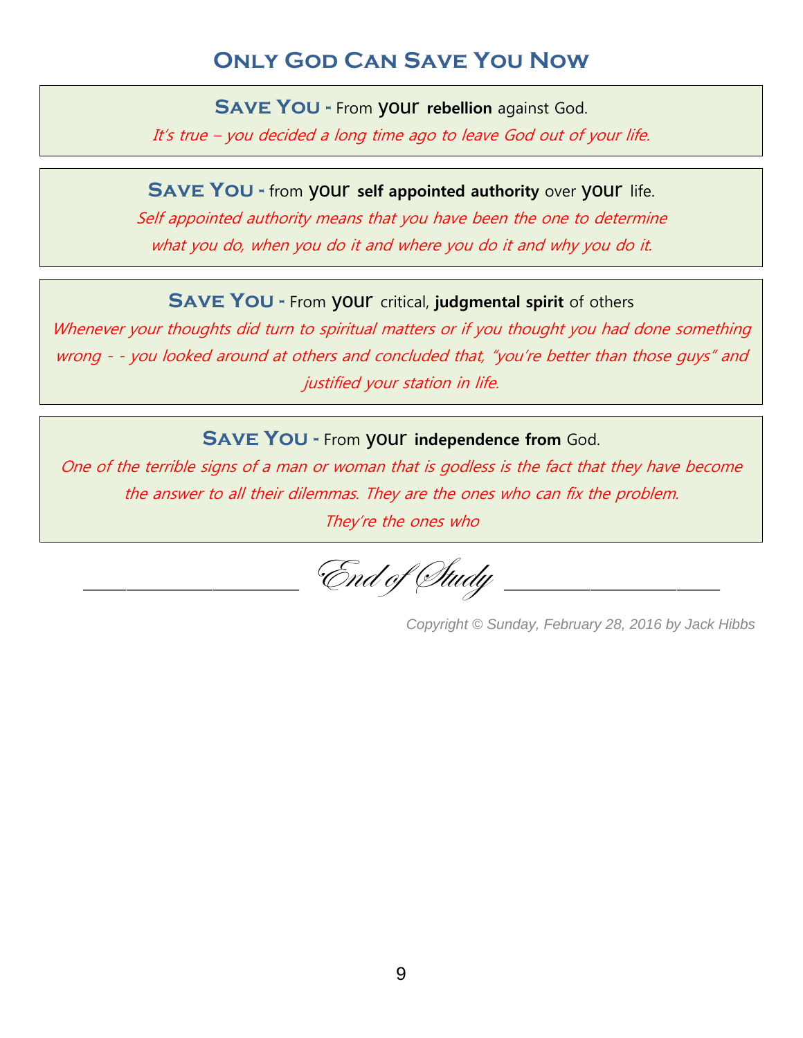## Only God Can Save You Now

**Save You -** From your **rebellion** against God.

*It's true – you decided a long time ago to leave God out of your life.*

**Save You -** from your **self appointed authority** over your life.

*Self appointed authority means that you have been the one to determine what you do, when you do it and where you do it and why you do it.*

**Save You -** From your critical, **judgmental spirit** of others

*Whenever your thoughts did turn to spiritual matters or if you thought you had done something wrong - - you looked around at others and concluded that, "you're better than those guys" and justified your station in life.*

**Save You -** From your **independence from** God.

*One of the terrible signs of a man or woman that is godless is the fact that they have become the answer to all their dilemmas. They are the ones who can fix the problem. They're the ones who*

*End of Study*

Copyright © Sunday, February 28, 2016 by Jack Hibbs